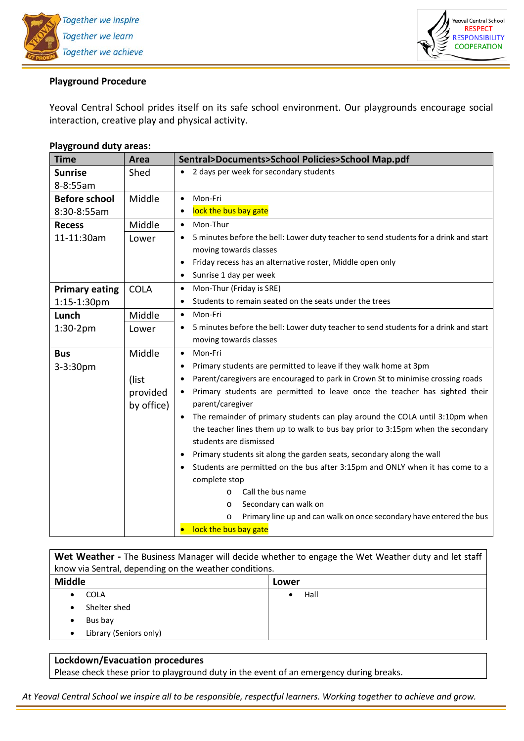## Playground Procedure

Yeoval Central School prides itself on its safe school environment. Our playgrounds encourage social interaction, creative play and physical activity.

**Playground duty areas:**

| Time | Area | Sentral>Documents>School Policies>School Map.pdf |
|---|---|---|
| **Sunrise** 8-8:55am | Shed | • 2 days per week for secondary students |
| **Before school** 8:30-8:55am | Middle | • Mon-Fri<br>• lock the bus bay gate |
| **Recess** 11-11:30am | Middle<br>Lower | • Mon-Thur<br>• 5 minutes before the bell: Lower duty teacher to send students for a drink and start moving towards classes<br>• Friday recess has an alternative roster, Middle open only<br>• Sunrise 1 day per week |
| **Primary eating** 1:15-1:30pm | COLA | • Mon-Thur (Friday is SRE)<br>• Students to remain seated on the seats under the trees |
| **Lunch** 1:30-2pm | Middle<br>Lower | • Mon-Fri<br>• 5 minutes before the bell: Lower duty teacher to send students for a drink and start moving towards classes |
| **Bus** 3-3:30pm | Middle<br><br>(list provided by office) | • Mon-Fri<br>• Primary students are permitted to leave if they walk home at 3pm<br>• Parent/caregivers are encouraged to park in Crown St to minimise crossing roads<br>• Primary students are permitted to leave once the teacher has sighted their parent/caregiver<br>• The remainder of primary students can play around the COLA until 3:10pm when the teacher lines them up to walk to bus bay prior to 3:15pm when the secondary students are dismissed<br>• Primary students sit along the garden seats, secondary along the wall<br>• Students are permitted on the bus after 3:15pm and ONLY when it has come to a complete stop<br>&nbsp;&nbsp;&nbsp;&nbsp;o Call the bus name<br>&nbsp;&nbsp;&nbsp;&nbsp;o Secondary can walk on<br>&nbsp;&nbsp;&nbsp;&nbsp;o Primary line up and can walk on once secondary have entered the bus<br>• lock the bus bay gate |

**Wet Weather -** The Business Manager will decide whether to engage the Wet Weather duty and let staff know via Sentral, depending on the weather conditions.

| Middle | Lower |
|---|---|
| • COLA<br>• Shelter shed<br>• Bus bay<br>• Library (Seniors only) | • Hall |

**Lockdown/Evacuation procedures**

Please check these prior to playground duty in the event of an emergency during breaks.

*At Yeoval Central School we inspire all to be responsible, respectful learners. Working together to achieve and grow.*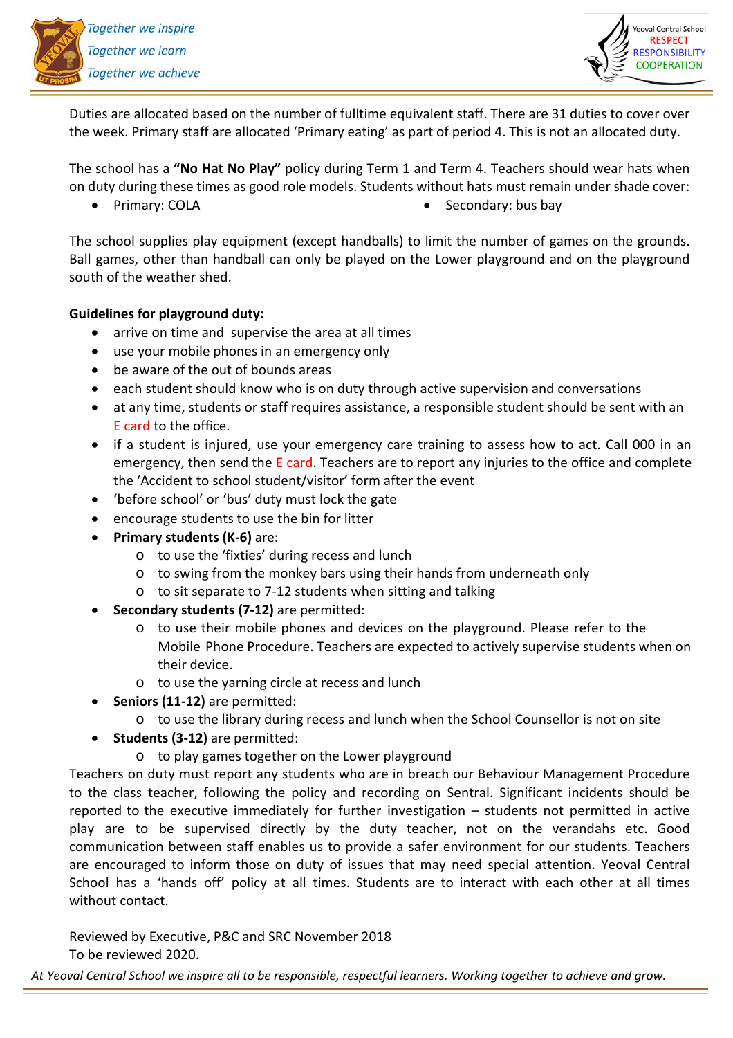Duties are allocated based on the number of fulltime equivalent staff. There are 31 duties to cover over the week. Primary staff are allocated 'Primary eating' as part of period 4. This is not an allocated duty.

The school has a **"No Hat No Play"** policy during Term 1 and Term 4. Teachers should wear hats when on duty during these times as good role models. Students without hats must remain under shade cover:

- Primary: COLA
- Secondary: bus bay

The school supplies play equipment (except handballs) to limit the number of games on the grounds. Ball games, other than handball can only be played on the Lower playground and on the playground south of the weather shed.

**Guidelines for playground duty:**

- arrive on time and supervise the area at all times
- use your mobile phones in an emergency only
- be aware of the out of bounds areas
- each student should know who is on duty through active supervision and conversations
- at any time, students or staff requires assistance, a responsible student should be sent with an E card to the office.
- if a student is injured, use your emergency care training to assess how to act. Call 000 in an emergency, then send the E card. Teachers are to report any injuries to the office and complete the 'Accident to school student/visitor' form after the event
- 'before school' or 'bus' duty must lock the gate
- encourage students to use the bin for litter
- **Primary students (K-6)** are:
  - to use the 'fixties' during recess and lunch
  - to swing from the monkey bars using their hands from underneath only
  - to sit separate to 7-12 students when sitting and talking
- **Secondary students (7-12)** are permitted:
  - to use their mobile phones and devices on the playground. Please refer to the Mobile Phone Procedure. Teachers are expected to actively supervise students when on their device.
  - to use the yarning circle at recess and lunch
- **Seniors (11-12)** are permitted:
  - to use the library during recess and lunch when the School Counsellor is not on site
- **Students (3-12)** are permitted:
  - to play games together on the Lower playground

Teachers on duty must report any students who are in breach our Behaviour Management Procedure to the class teacher, following the policy and recording on Sentral. Significant incidents should be reported to the executive immediately for further investigation – students not permitted in active play are to be supervised directly by the duty teacher, not on the verandahs etc. Good communication between staff enables us to provide a safer environment for our students. Teachers are encouraged to inform those on duty of issues that may need special attention. Yeoval Central School has a 'hands off' policy at all times. Students are to interact with each other at all times without contact.

Reviewed by Executive, P&C and SRC November 2018

To be reviewed 2020.